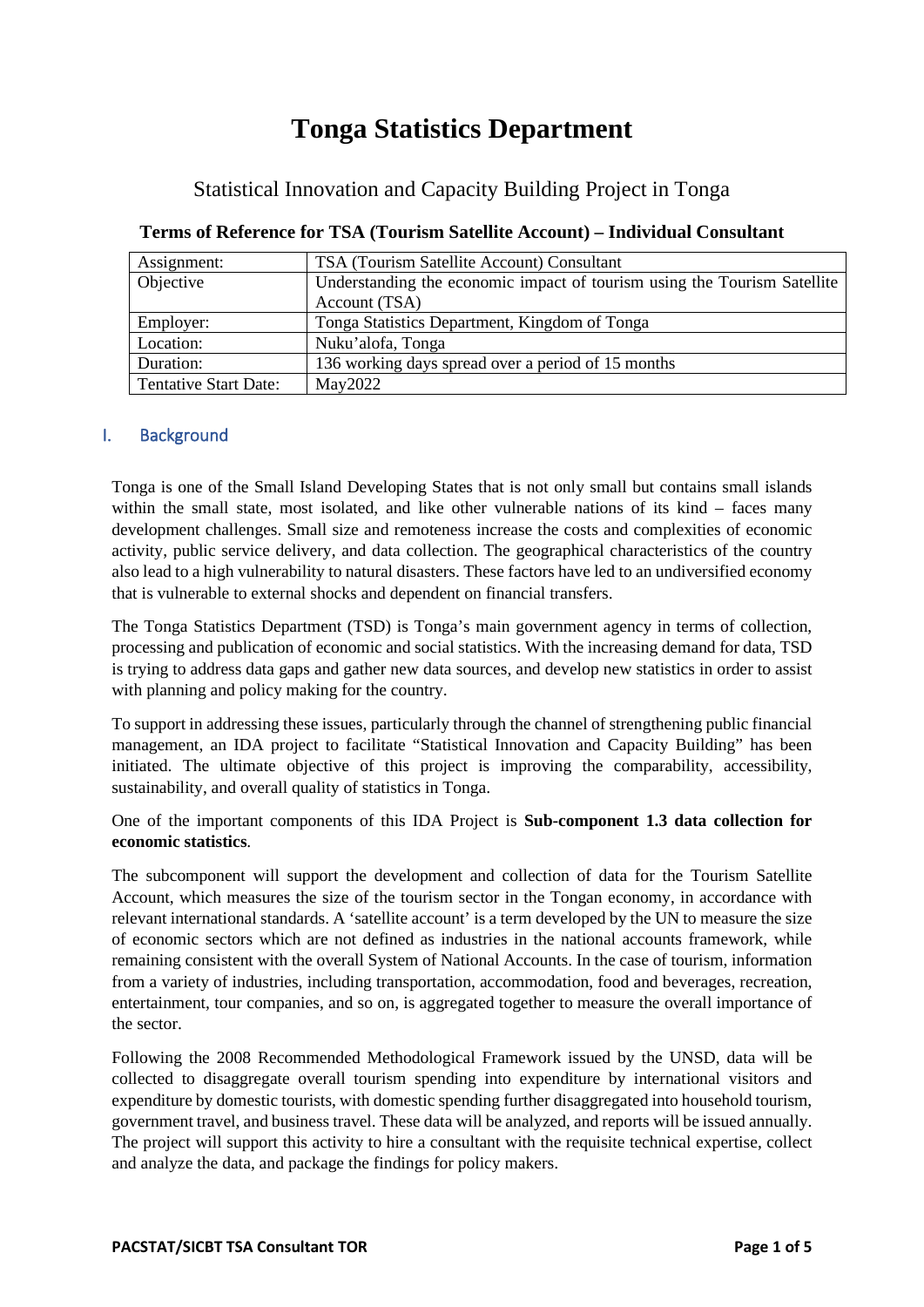# Tonga Statistics Department

## Statistical Innovation and Capacity Building Project in Tonga

### Terms of Reference for TSA (Tourism Satellite Account) – Individual Consultant

| Assignment: | TSA (Tourism Satellite Account) Consultant |
|---|---|
| Objective | Understanding the economic impact of tourism using the Tourism Satellite Account (TSA) |
| Employer: | Tonga Statistics Department, Kingdom of Tonga |
| Location: | Nuku'alofa, Tonga |
| Duration: | 136 working days spread over a period of 15 months |
| Tentative Start Date: | May2022 |

## I. Background

Tonga is one of the Small Island Developing States that is not only small but contains small islands within the small state, most isolated, and like other vulnerable nations of its kind – faces many development challenges. Small size and remoteness increase the costs and complexities of economic activity, public service delivery, and data collection. The geographical characteristics of the country also lead to a high vulnerability to natural disasters. These factors have led to an undiversified economy that is vulnerable to external shocks and dependent on financial transfers.

The Tonga Statistics Department (TSD) is Tonga's main government agency in terms of collection, processing and publication of economic and social statistics. With the increasing demand for data, TSD is trying to address data gaps and gather new data sources, and develop new statistics in order to assist with planning and policy making for the country.

To support in addressing these issues, particularly through the channel of strengthening public financial management, an IDA project to facilitate "Statistical Innovation and Capacity Building" has been initiated. The ultimate objective of this project is improving the comparability, accessibility, sustainability, and overall quality of statistics in Tonga.

One of the important components of this IDA Project is **Sub-component 1.3 data collection for economic statistics**.

The subcomponent will support the development and collection of data for the Tourism Satellite Account, which measures the size of the tourism sector in the Tongan economy, in accordance with relevant international standards. A 'satellite account' is a term developed by the UN to measure the size of economic sectors which are not defined as industries in the national accounts framework, while remaining consistent with the overall System of National Accounts. In the case of tourism, information from a variety of industries, including transportation, accommodation, food and beverages, recreation, entertainment, tour companies, and so on, is aggregated together to measure the overall importance of the sector.

Following the 2008 Recommended Methodological Framework issued by the UNSD, data will be collected to disaggregate overall tourism spending into expenditure by international visitors and expenditure by domestic tourists, with domestic spending further disaggregated into household tourism, government travel, and business travel. These data will be analyzed, and reports will be issued annually. The project will support this activity to hire a consultant with the requisite technical expertise, collect and analyze the data, and package the findings for policy makers.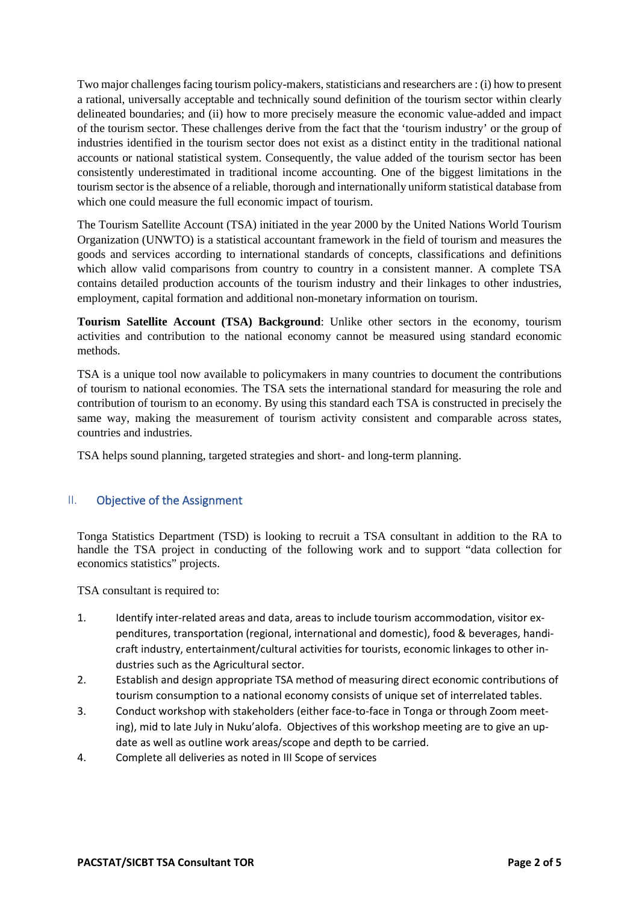Two major challenges facing tourism policy-makers, statisticians and researchers are : (i) how to present a rational, universally acceptable and technically sound definition of the tourism sector within clearly delineated boundaries; and (ii) how to more precisely measure the economic value-added and impact of the tourism sector. These challenges derive from the fact that the 'tourism industry' or the group of industries identified in the tourism sector does not exist as a distinct entity in the traditional national accounts or national statistical system. Consequently, the value added of the tourism sector has been consistently underestimated in traditional income accounting. One of the biggest limitations in the tourism sector is the absence of a reliable, thorough and internationally uniform statistical database from which one could measure the full economic impact of tourism.

The Tourism Satellite Account (TSA) initiated in the year 2000 by the United Nations World Tourism Organization (UNWTO) is a statistical accountant framework in the field of tourism and measures the goods and services according to international standards of concepts, classifications and definitions which allow valid comparisons from country to country in a consistent manner. A complete TSA contains detailed production accounts of the tourism industry and their linkages to other industries, employment, capital formation and additional non-monetary information on tourism.

**Tourism Satellite Account (TSA) Background**: Unlike other sectors in the economy, tourism activities and contribution to the national economy cannot be measured using standard economic methods.

TSA is a unique tool now available to policymakers in many countries to document the contributions of tourism to national economies. The TSA sets the international standard for measuring the role and contribution of tourism to an economy. By using this standard each TSA is constructed in precisely the same way, making the measurement of tourism activity consistent and comparable across states, countries and industries.

TSA helps sound planning, targeted strategies and short- and long-term planning.

## II. Objective of the Assignment

Tonga Statistics Department (TSD) is looking to recruit a TSA consultant in addition to the RA to handle the TSA project in conducting of the following work and to support "data collection for economics statistics" projects.

TSA consultant is required to:

1. Identify inter-related areas and data, areas to include tourism accommodation, visitor expenditures, transportation (regional, international and domestic), food & beverages, handicraft industry, entertainment/cultural activities for tourists, economic linkages to other industries such as the Agricultural sector.
2. Establish and design appropriate TSA method of measuring direct economic contributions of tourism consumption to a national economy consists of unique set of interrelated tables.
3. Conduct workshop with stakeholders (either face-to-face in Tonga or through Zoom meeting), mid to late July in Nuku'alofa. Objectives of this workshop meeting are to give an update as well as outline work areas/scope and depth to be carried.
4. Complete all deliveries as noted in III Scope of services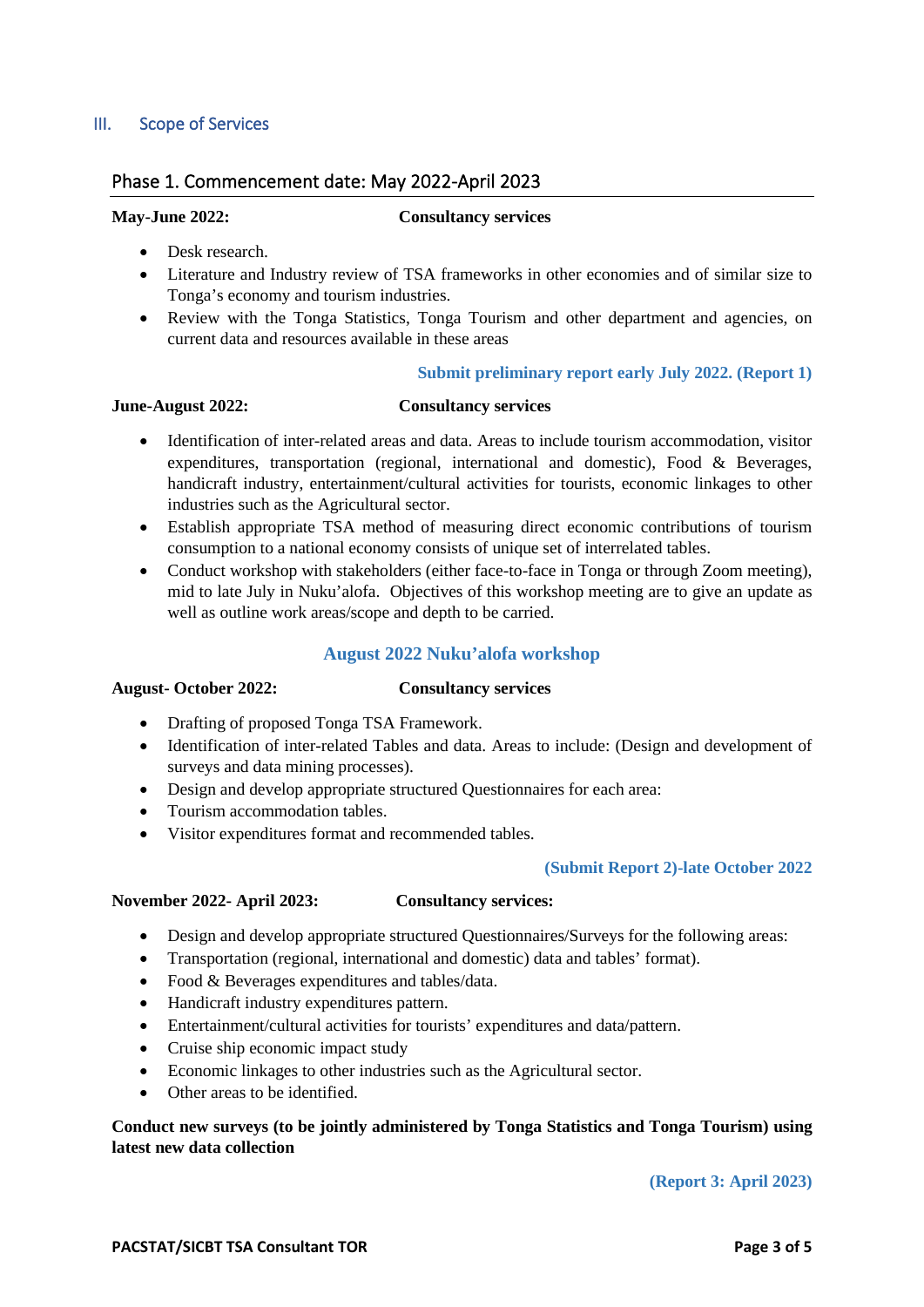## III. Scope of Services

### Phase 1. Commencement date: May 2022-April 2023

**May-June 2022:** **Consultancy services**

- Desk research.
- Literature and Industry review of TSA frameworks in other economies and of similar size to Tonga's economy and tourism industries.
- Review with the Tonga Statistics, Tonga Tourism and other department and agencies, on current data and resources available in these areas

**Submit preliminary report early July 2022. (Report 1)**

**June-August 2022:** **Consultancy services**

- Identification of inter-related areas and data. Areas to include tourism accommodation, visitor expenditures, transportation (regional, international and domestic), Food & Beverages, handicraft industry, entertainment/cultural activities for tourists, economic linkages to other industries such as the Agricultural sector.
- Establish appropriate TSA method of measuring direct economic contributions of tourism consumption to a national economy consists of unique set of interrelated tables.
- Conduct workshop with stakeholders (either face-to-face in Tonga or through Zoom meeting), mid to late July in Nuku'alofa. Objectives of this workshop meeting are to give an update as well as outline work areas/scope and depth to be carried.

**August 2022 Nuku'alofa workshop**

**August- October 2022:** **Consultancy services**

- Drafting of proposed Tonga TSA Framework.
- Identification of inter-related Tables and data. Areas to include: (Design and development of surveys and data mining processes).
- Design and develop appropriate structured Questionnaires for each area:
- Tourism accommodation tables.
- Visitor expenditures format and recommended tables.

**(Submit Report 2)-late October 2022**

**November 2022- April 2023:** **Consultancy services:**

- Design and develop appropriate structured Questionnaires/Surveys for the following areas:
- Transportation (regional, international and domestic) data and tables' format).
- Food & Beverages expenditures and tables/data.
- Handicraft industry expenditures pattern.
- Entertainment/cultural activities for tourists' expenditures and data/pattern.
- Cruise ship economic impact study
- Economic linkages to other industries such as the Agricultural sector.
- Other areas to be identified.

**Conduct new surveys (to be jointly administered by Tonga Statistics and Tonga Tourism) using latest new data collection**

**(Report 3: April 2023)**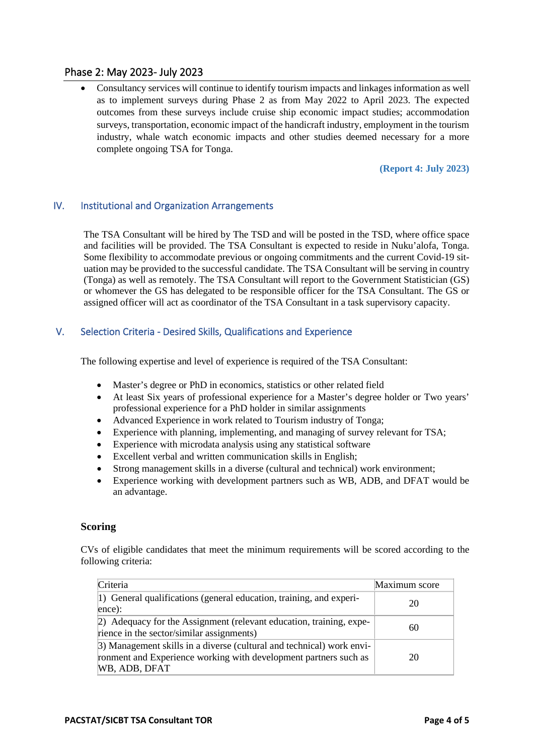### Phase 2: May 2023- July 2023

- Consultancy services will continue to identify tourism impacts and linkages information as well as to implement surveys during Phase 2 as from May 2022 to April 2023. The expected outcomes from these surveys include cruise ship economic impact studies; accommodation surveys, transportation, economic impact of the handicraft industry, employment in the tourism industry, whale watch economic impacts and other studies deemed necessary for a more complete ongoing TSA for Tonga.

**(Report 4: July 2023)**

## IV. Institutional and Organization Arrangements

The TSA Consultant will be hired by The TSD and will be posted in the TSD, where office space and facilities will be provided. The TSA Consultant is expected to reside in Nuku'alofa, Tonga. Some flexibility to accommodate previous or ongoing commitments and the current Covid-19 situation may be provided to the successful candidate. The TSA Consultant will be serving in country (Tonga) as well as remotely. The TSA Consultant will report to the Government Statistician (GS) or whomever the GS has delegated to be responsible officer for the TSA Consultant. The GS or assigned officer will act as coordinator of the TSA Consultant in a task supervisory capacity.

## V. Selection Criteria - Desired Skills, Qualifications and Experience

The following expertise and level of experience is required of the TSA Consultant:

- Master's degree or PhD in economics, statistics or other related field
- At least Six years of professional experience for a Master's degree holder or Two years' professional experience for a PhD holder in similar assignments
- Advanced Experience in work related to Tourism industry of Tonga;
- Experience with planning, implementing, and managing of survey relevant for TSA;
- Experience with microdata analysis using any statistical software
- Excellent verbal and written communication skills in English;
- Strong management skills in a diverse (cultural and technical) work environment;
- Experience working with development partners such as WB, ADB, and DFAT would be an advantage.

### Scoring

CVs of eligible candidates that meet the minimum requirements will be scored according to the following criteria:

| Criteria | Maximum score |
|---|---|
| 1) General qualifications (general education, training, and experience): | 20 |
| 2) Adequacy for the Assignment (relevant education, training, experience in the sector/similar assignments) | 60 |
| 3) Management skills in a diverse (cultural and technical) work environment and Experience working with development partners such as WB, ADB, DFAT | 20 |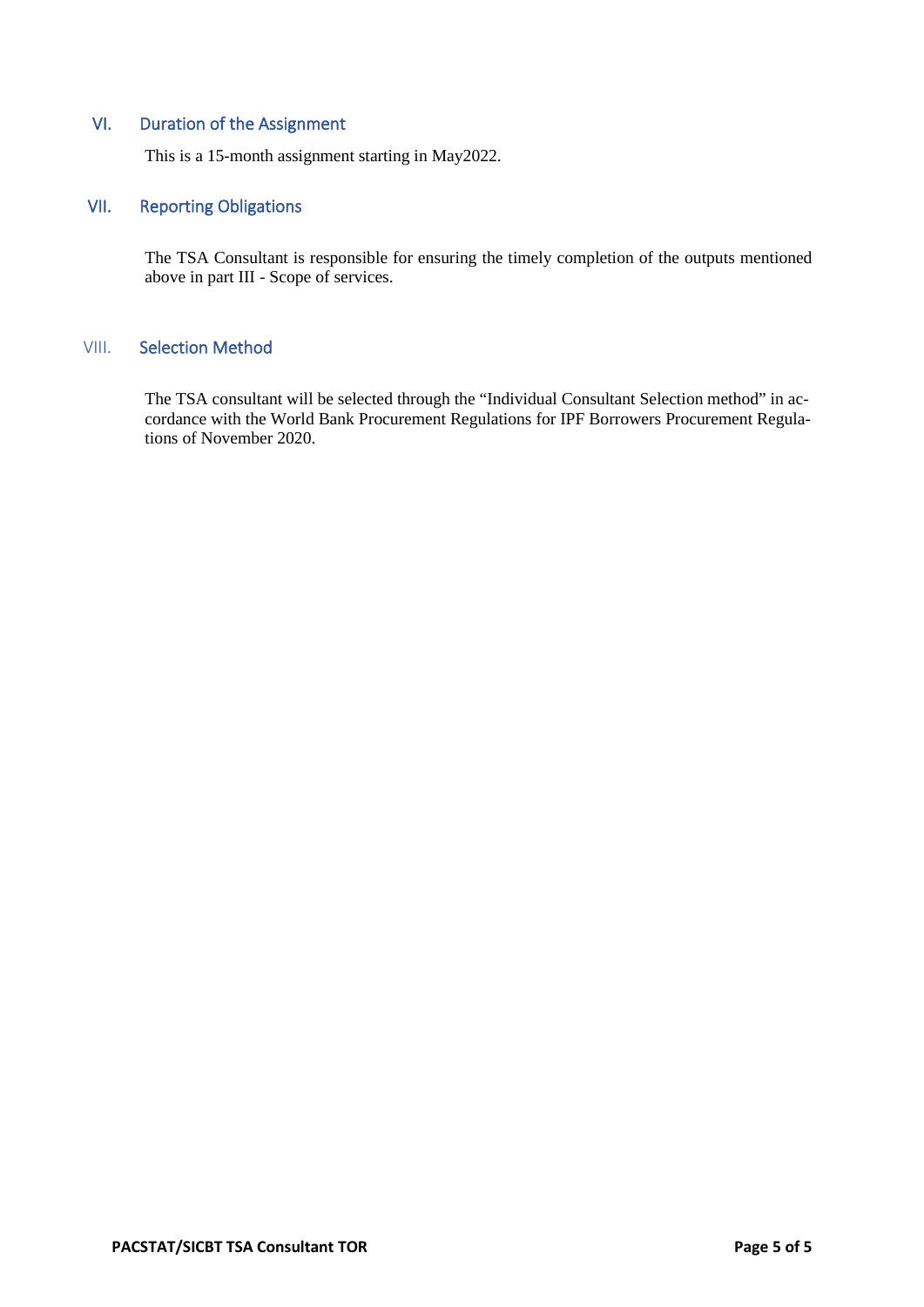## VI. Duration of the Assignment

This is a 15-month assignment starting in May2022.

## VII. Reporting Obligations

The TSA Consultant is responsible for ensuring the timely completion of the outputs mentioned above in part III - Scope of services.

## VIII. Selection Method

The TSA consultant will be selected through the "Individual Consultant Selection method" in accordance with the World Bank Procurement Regulations for IPF Borrowers Procurement Regulations of November 2020.